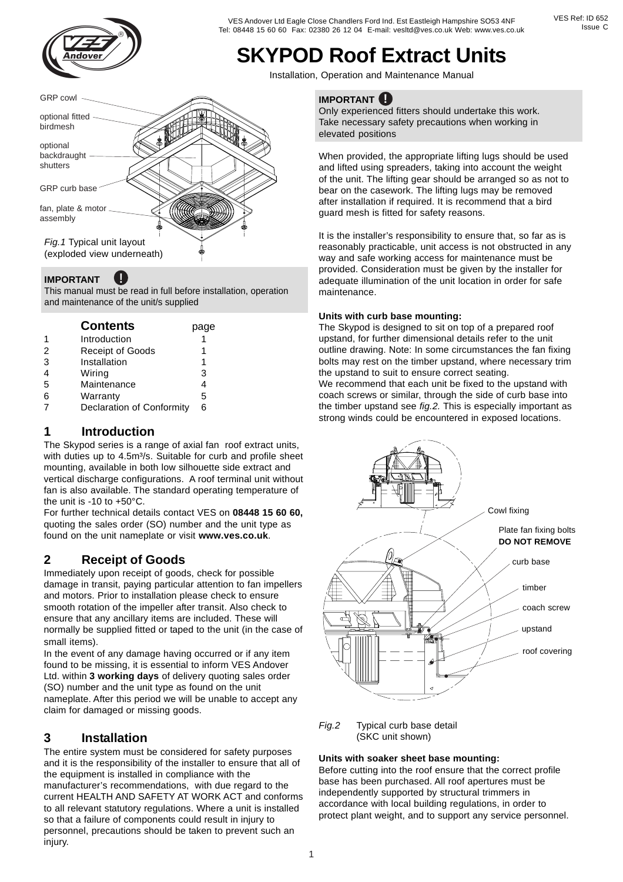VES Andover Ltd Eagle Close Chandlers Ford Ind. Est Eastleigh Hampshire SO53 4NF
Tel: 08448 15 60 60 Fax: 02380 26 12 04 E-mail: vesltd@ves.co.uk Web: www.ves.co.uk

VES Ref: ID 652
Issue C

# SKYPOD Roof Extract Units

Installation, Operation and Maintenance Manual

GRP cowl

optional fitted birdmesh

optional backdraught shutters

GRP curb base

fan, plate & motor assembly

*Fig.1* Typical unit layout (exploded view underneath)

**IMPORTANT**
This manual must be read in full before installation, operation and maintenance of the unit/s supplied

| | **Contents** | page |
|---|---|---|
| 1 | Introduction | 1 |
| 2 | Receipt of Goods | 1 |
| 3 | Installation | 1 |
| 4 | Wiring | 3 |
| 5 | Maintenance | 4 |
| 6 | Warranty | 5 |
| 7 | Declaration of Conformity | 6 |

## 1 Introduction

The Skypod series is a range of axial fan roof extract units, with duties up to 4.5m³/s. Suitable for curb and profile sheet mounting, available in both low silhouette side extract and vertical discharge configurations. A roof terminal unit without fan is also available. The standard operating temperature of the unit is -10 to +50°C.

For further technical details contact VES on **08448 15 60 60,** quoting the sales order (SO) number and the unit type as found on the unit nameplate or visit **www.ves.co.uk**.

## 2 Receipt of Goods

Immediately upon receipt of goods, check for possible damage in transit, paying particular attention to fan impellers and motors. Prior to installation please check to ensure smooth rotation of the impeller after transit. Also check to ensure that any ancillary items are included. These will normally be supplied fitted or taped to the unit (in the case of small items).

In the event of any damage having occurred or if any item found to be missing, it is essential to inform VES Andover Ltd. within **3 working days** of delivery quoting sales order (SO) number and the unit type as found on the unit nameplate. After this period we will be unable to accept any claim for damaged or missing goods.

## 3 Installation

The entire system must be considered for safety purposes and it is the responsibility of the installer to ensure that all of the equipment is installed in compliance with the manufacturer's recommendations, with due regard to the current HEALTH AND SAFETY AT WORK ACT and conforms to all relevant statutory regulations. Where a unit is installed so that a failure of components could result in injury to personnel, precautions should be taken to prevent such an injury.

**IMPORTANT**
Only experienced fitters should undertake this work. Take necessary safety precautions when working in elevated positions

When provided, the appropriate lifting lugs should be used and lifted using spreaders, taking into account the weight of the unit. The lifting gear should be arranged so as not to bear on the casework. The lifting lugs may be removed after installation if required. It is recommend that a bird guard mesh is fitted for safety reasons.

It is the installer's responsibility to ensure that, so far as is reasonably practicable, unit access is not obstructed in any way and safe working access for maintenance must be provided. Consideration must be given by the installer for adequate illumination of the unit location in order for safe maintenance.

**Units with curb base mounting:**
The Skypod is designed to sit on top of a prepared roof upstand, for further dimensional details refer to the unit outline drawing. Note: In some circumstances the fan fixing bolts may rest on the timber upstand, where necessary trim the upstand to suit to ensure correct seating.
We recommend that each unit be fixed to the upstand with coach screws or similar, through the side of curb base into the timber upstand see *fig.2.* This is especially important as strong winds could be encountered in exposed locations.

Cowl fixing

Plate fan fixing bolts **DO NOT REMOVE**

curb base

timber

coach screw

upstand

roof covering

*Fig.2* Typical curb base detail (SKC unit shown)

**Units with soaker sheet base mounting:**
Before cutting into the roof ensure that the correct profile base has been purchased. All roof apertures must be independently supported by structural trimmers in accordance with local building regulations, in order to protect plant weight, and to support any service personnel.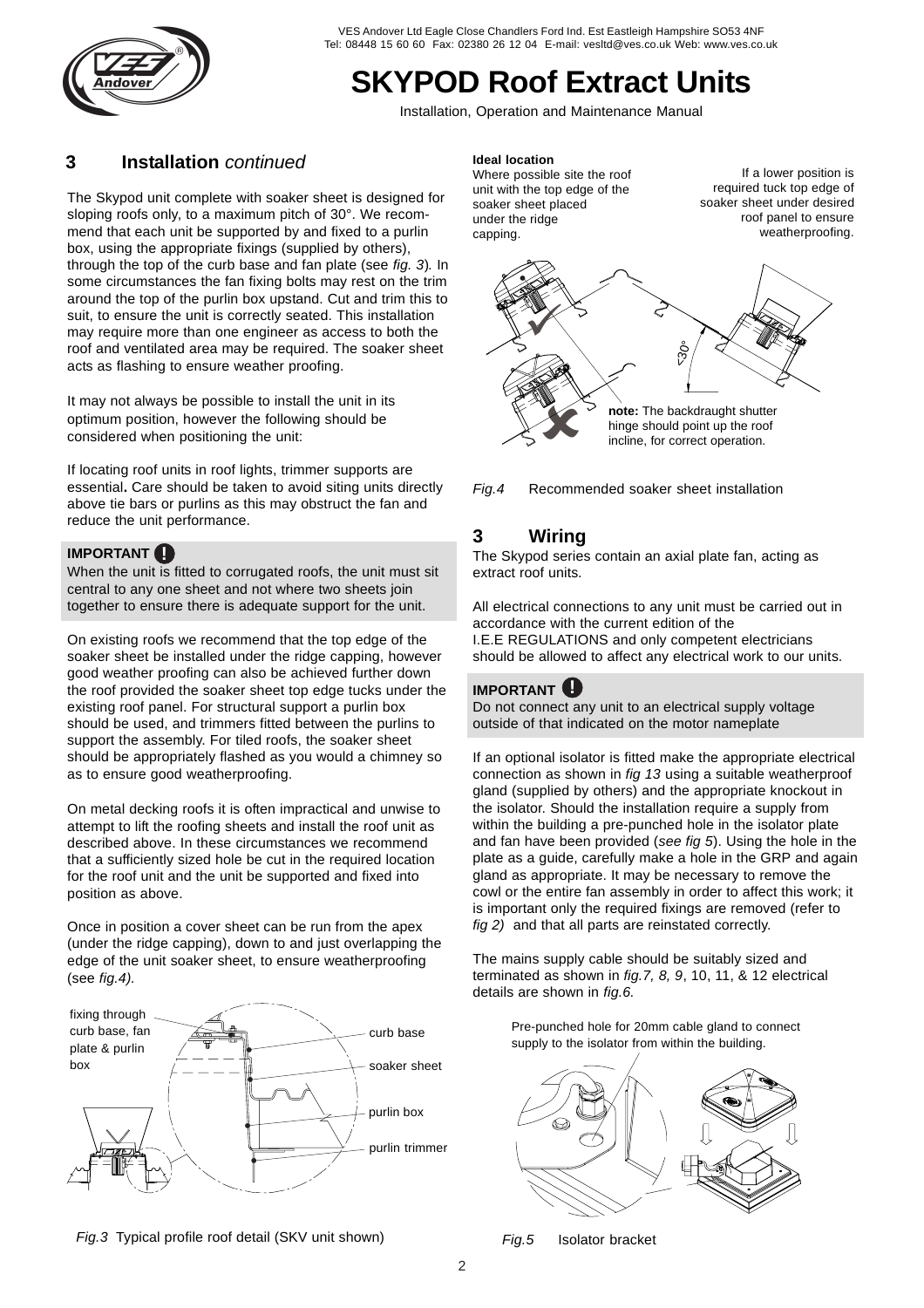## 3 Installation *continued*

The Skypod unit complete with soaker sheet is designed for sloping roofs only, to a maximum pitch of 30°. We recommend that each unit be supported by and fixed to a purlin box, using the appropriate fixings (supplied by others), through the top of the curb base and fan plate (see *fig. 3*). In some circumstances the fan fixing bolts may rest on the trim around the top of the purlin box upstand. Cut and trim this to suit, to ensure the unit is correctly seated. This installation may require more than one engineer as access to both the roof and ventilated area may be required. The soaker sheet acts as flashing to ensure weather proofing.

It may not always be possible to install the unit in its optimum position, however the following should be considered when positioning the unit:

If locating roof units in roof lights, trimmer supports are essential**.** Care should be taken to avoid siting units directly above tie bars or purlins as this may obstruct the fan and reduce the unit performance.

**IMPORTANT !**

When the unit is fitted to corrugated roofs, the unit must sit central to any one sheet and not where two sheets join together to ensure there is adequate support for the unit.

On existing roofs we recommend that the top edge of the soaker sheet be installed under the ridge capping, however good weather proofing can also be achieved further down the roof provided the soaker sheet top edge tucks under the existing roof panel. For structural support a purlin box should be used, and trimmers fitted between the purlins to support the assembly. For tiled roofs, the soaker sheet should be appropriately flashed as you would a chimney so as to ensure good weatherproofing.

On metal decking roofs it is often impractical and unwise to attempt to lift the roofing sheets and install the roof unit as described above. In these circumstances we recommend that a sufficiently sized hole be cut in the required location for the roof unit and the unit be supported and fixed into position as above.

Once in position a cover sheet can be run from the apex (under the ridge capping), down to and just overlapping the edge of the unit soaker sheet, to ensure weatherproofing (see *fig.4).*

fixing through curb base, fan plate & purlin box

curb base

soaker sheet

purlin box

purlin trimmer

*Fig.3* Typical profile roof detail (SKV unit shown)

**Ideal location**

Where possible site the roof unit with the top edge of the soaker sheet placed under the ridge capping.

If a lower position is required tuck top edge of soaker sheet under desired roof panel to ensure weatherproofing.

<30°

**note:** The backdraught shutter hinge should point up the roof incline, for correct operation.

*Fig.4* Recommended soaker sheet installation

## 3 Wiring

The Skypod series contain an axial plate fan, acting as extract roof units.

All electrical connections to any unit must be carried out in accordance with the current edition of the I.E.E REGULATIONS and only competent electricians should be allowed to affect any electrical work to our units.

**IMPORTANT !**

Do not connect any unit to an electrical supply voltage outside of that indicated on the motor nameplate

If an optional isolator is fitted make the appropriate electrical connection as shown in *fig 13* using a suitable weatherproof gland (supplied by others) and the appropriate knockout in the isolator. Should the installation require a supply from within the building a pre-punched hole in the isolator plate and fan have been provided (*see fig 5*). Using the hole in the plate as a guide, carefully make a hole in the GRP and again gland as appropriate. It may be necessary to remove the cowl or the entire fan assembly in order to affect this work; it is important only the required fixings are removed (refer to *fig 2)* and that all parts are reinstated correctly.

The mains supply cable should be suitably sized and terminated as shown in *fig.7, 8, 9*, 10, 11, & 12 electrical details are shown in *fig.6.*

Pre-punched hole for 20mm cable gland to connect supply to the isolator from within the building.

*Fig.5* Isolator bracket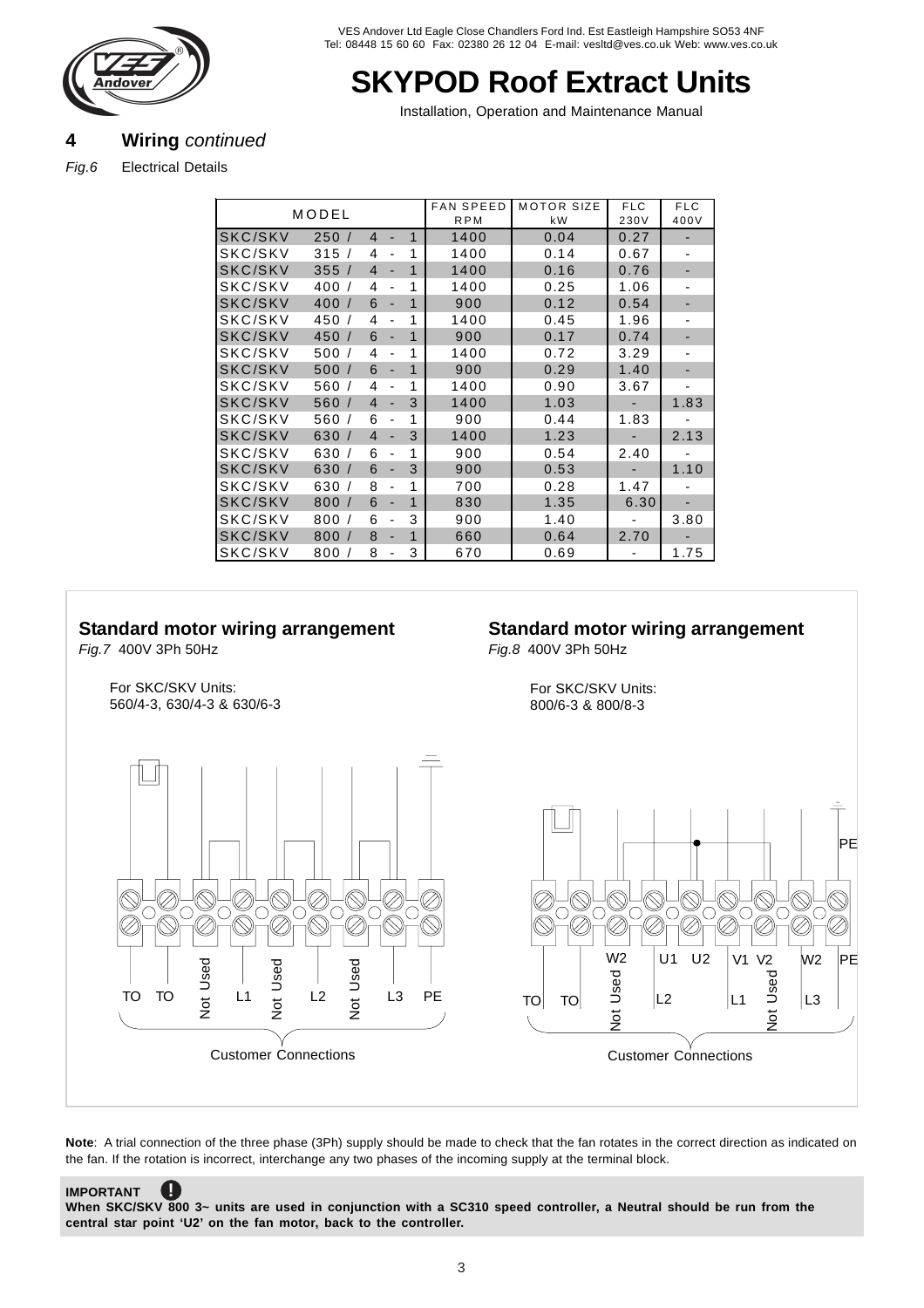## 4 Wiring *continued*

*Fig.6* Electrical Details

| MODEL | FAN SPEED RPM | MOTOR SIZE kW | FLC 230V | FLC 400V |
|---|---|---|---|---|
| SKC/SKV 250 / 4 - 1 | 1400 | 0.04 | 0.27 | - |
| SKC/SKV 315 / 4 - 1 | 1400 | 0.14 | 0.67 | - |
| SKC/SKV 355 / 4 - 1 | 1400 | 0.16 | 0.76 | - |
| SKC/SKV 400 / 4 - 1 | 1400 | 0.25 | 1.06 | - |
| SKC/SKV 400 / 6 - 1 | 900 | 0.12 | 0.54 | - |
| SKC/SKV 450 / 4 - 1 | 1400 | 0.45 | 1.96 | - |
| SKC/SKV 450 / 6 - 1 | 900 | 0.17 | 0.74 | - |
| SKC/SKV 500 / 4 - 1 | 1400 | 0.72 | 3.29 | - |
| SKC/SKV 500 / 6 - 1 | 900 | 0.29 | 1.40 | - |
| SKC/SKV 560 / 4 - 1 | 1400 | 0.90 | 3.67 | - |
| SKC/SKV 560 / 4 - 3 | 1400 | 1.03 | - | 1.83 |
| SKC/SKV 560 / 6 - 1 | 900 | 0.44 | 1.83 | - |
| SKC/SKV 630 / 4 - 3 | 1400 | 1.23 | - | 2.13 |
| SKC/SKV 630 / 6 - 1 | 900 | 0.54 | 2.40 | - |
| SKC/SKV 630 / 6 - 3 | 900 | 0.53 | - | 1.10 |
| SKC/SKV 630 / 8 - 1 | 700 | 0.28 | 1.47 | - |
| SKC/SKV 800 / 6 - 1 | 830 | 1.35 | 6.30 | - |
| SKC/SKV 800 / 6 - 3 | 900 | 1.40 | - | 3.80 |
| SKC/SKV 800 / 8 - 1 | 660 | 0.64 | 2.70 | - |
| SKC/SKV 800 / 8 - 3 | 670 | 0.69 | - | 1.75 |

### Standard motor wiring arrangement

*Fig.7* 400V 3Ph 50Hz

For SKC/SKV Units:
560/4-3, 630/4-3 & 630/6-3

TO TO Not Used L1 Not Used L2 Not Used L3 PE

Customer Connections

### Standard motor wiring arrangement

*Fig.8* 400V 3Ph 50Hz

For SKC/SKV Units:
800/6-3 & 800/8-3

PE

W2 U1 U2 V1 V2 W2 PE

TO TO Not Used L2 L1 Not Used L3

Customer Connections

**Note**: A trial connection of the three phase (3Ph) supply should be made to check that the fan rotates in the correct direction as indicated on the fan. If the rotation is incorrect, interchange any two phases of the incoming supply at the terminal block.

**IMPORTANT**

**When SKC/SKV 800 3~ units are used in conjunction with a SC310 speed controller, a Neutral should be run from the central star point 'U2' on the fan motor, back to the controller.**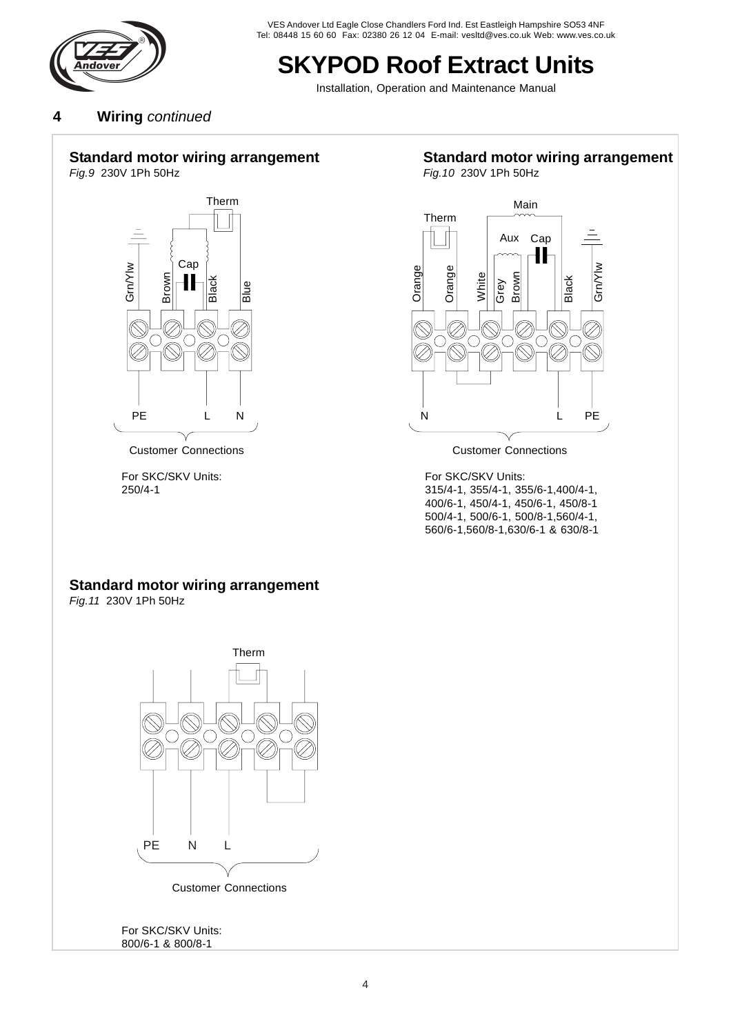## 4 Wiring *continued*

### Standard motor wiring arrangement

*Fig.9* 230V 1Ph 50Hz

Therm

Cap

Grn/Ylw Brown Black Blue

PE L N

Customer Connections

For SKC/SKV Units:
250/4-1

### Standard motor wiring arrangement

*Fig.10* 230V 1Ph 50Hz

Main

Therm

Aux Cap

Orange Orange White Grey Brown Black Grn/Ylw

N L PE

Customer Connections

For SKC/SKV Units:
315/4-1, 355/4-1, 355/6-1,400/4-1,
400/6-1, 450/4-1, 450/6-1, 450/8-1
500/4-1, 500/6-1, 500/8-1,560/4-1,
560/6-1,560/8-1,630/6-1 & 630/8-1

### Standard motor wiring arrangement

*Fig.11* 230V 1Ph 50Hz

Therm

PE N L

Customer Connections

For SKC/SKV Units:
800/6-1 & 800/8-1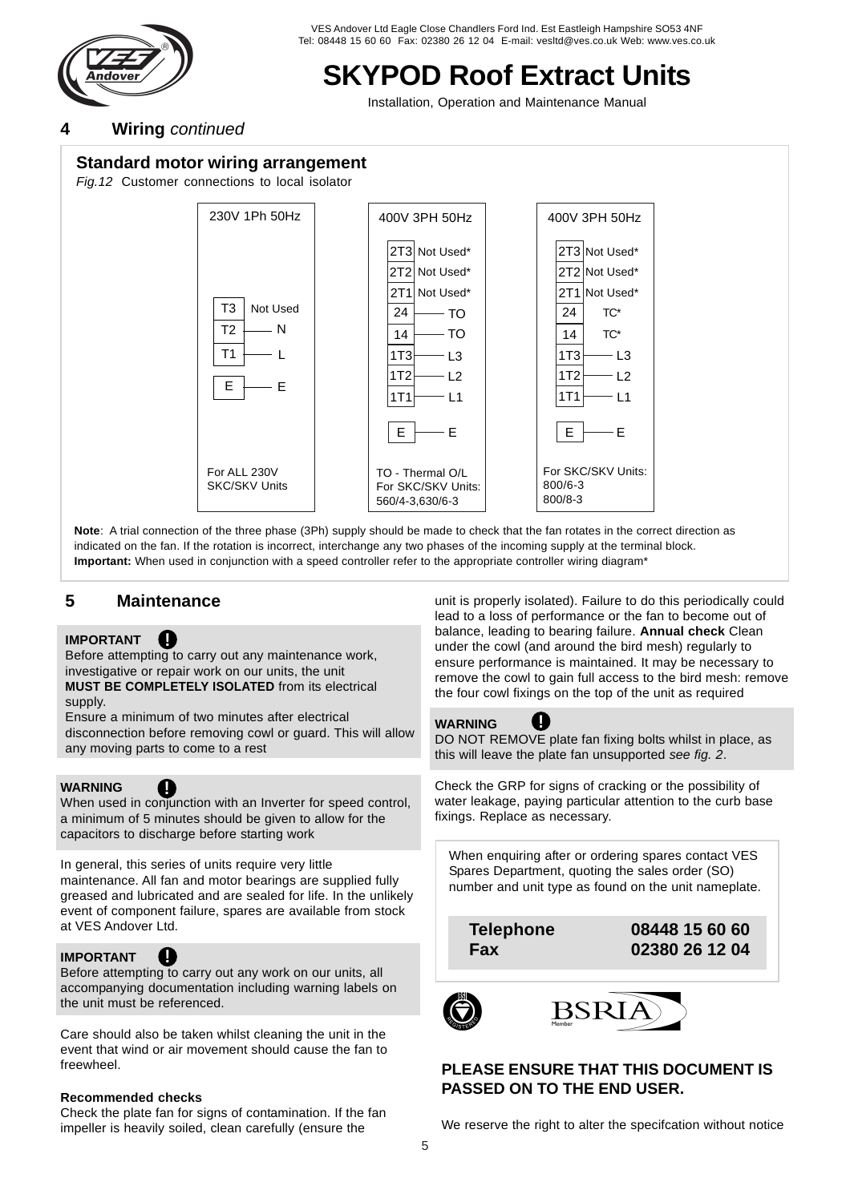VES Andover Ltd Eagle Close Chandlers Ford Ind. Est Eastleigh Hampshire SO53 4NF
Tel: 08448 15 60 60 Fax: 02380 26 12 04 E-mail: vesltd@ves.co.uk Web: www.ves.co.uk

# SKYPOD Roof Extract Units

Installation, Operation and Maintenance Manual

## 4 Wiring *continued*

### Standard motor wiring arrangement

*Fig.12* Customer connections to local isolator

**230V 1Ph 50Hz**

| Terminal | Connection |
|---|---|
| T3 | Not Used |
| T2 | N |
| T1 | L |
| E | E |

For ALL 230V SKC/SKV Units

**400V 3PH 50Hz**

| Terminal | Connection |
|---|---|
| 2T3 | Not Used* |
| 2T2 | Not Used* |
| 2T1 | Not Used* |
| 24 | TO |
| 14 | TO |
| 1T3 | L3 |
| 1T2 | L2 |
| 1T1 | L1 |
| E | E |

TO - Thermal O/L
For SKC/SKV Units: 560/4-3,630/6-3

**400V 3PH 50Hz**

| Terminal | Connection |
|---|---|
| 2T3 | Not Used* |
| 2T2 | Not Used* |
| 2T1 | Not Used* |
| 24 | TC* |
| 14 | TC* |
| 1T3 | L3 |
| 1T2 | L2 |
| 1T1 | L1 |
| E | E |

For SKC/SKV Units:
800/6-3
800/8-3

**Note**: A trial connection of the three phase (3Ph) supply should be made to check that the fan rotates in the correct direction as indicated on the fan. If the rotation is incorrect, interchange any two phases of the incoming supply at the terminal block.
**Important:** When used in conjunction with a speed controller refer to the appropriate controller wiring diagram*

## 5 Maintenance

**IMPORTANT**
Before attempting to carry out any maintenance work, investigative or repair work on our units, the unit **MUST BE COMPLETELY ISOLATED** from its electrical supply.
Ensure a minimum of two minutes after electrical disconnection before removing cowl or guard. This will allow any moving parts to come to a rest

**WARNING**
When used in conjunction with an Inverter for speed control, a minimum of 5 minutes should be given to allow for the capacitors to discharge before starting work

In general, this series of units require very little maintenance. All fan and motor bearings are supplied fully greased and lubricated and are sealed for life. In the unlikely event of component failure, spares are available from stock at VES Andover Ltd.

**IMPORTANT**
Before attempting to carry out any work on our units, all accompanying documentation including warning labels on the unit must be referenced.

Care should also be taken whilst cleaning the unit in the event that wind or air movement should cause the fan to freewheel.

**Recommended checks**
Check the plate fan for signs of contamination. If the fan impeller is heavily soiled, clean carefully (ensure the unit is properly isolated). Failure to do this periodically could lead to a loss of performance or the fan to become out of balance, leading to bearing failure. **Annual check** Clean under the cowl (and around the bird mesh) regularly to ensure performance is maintained. It may be necessary to remove the cowl to gain full access to the bird mesh: remove the four cowl fixings on the top of the unit as required

**WARNING**
DO NOT REMOVE plate fan fixing bolts whilst in place, as this will leave the plate fan unsupported *see fig. 2*.

Check the GRP for signs of cracking or the possibility of water leakage, paying particular attention to the curb base fixings. Replace as necessary.

When enquiring after or ordering spares contact VES Spares Department, quoting the sales order (SO) number and unit type as found on the unit nameplate.

| | |
|---|---|
| **Telephone** | **08448 15 60 60** |
| **Fax** | **02380 26 12 04** |

**PLEASE ENSURE THAT THIS DOCUMENT IS PASSED ON TO THE END USER.**

We reserve the right to alter the specifcation without notice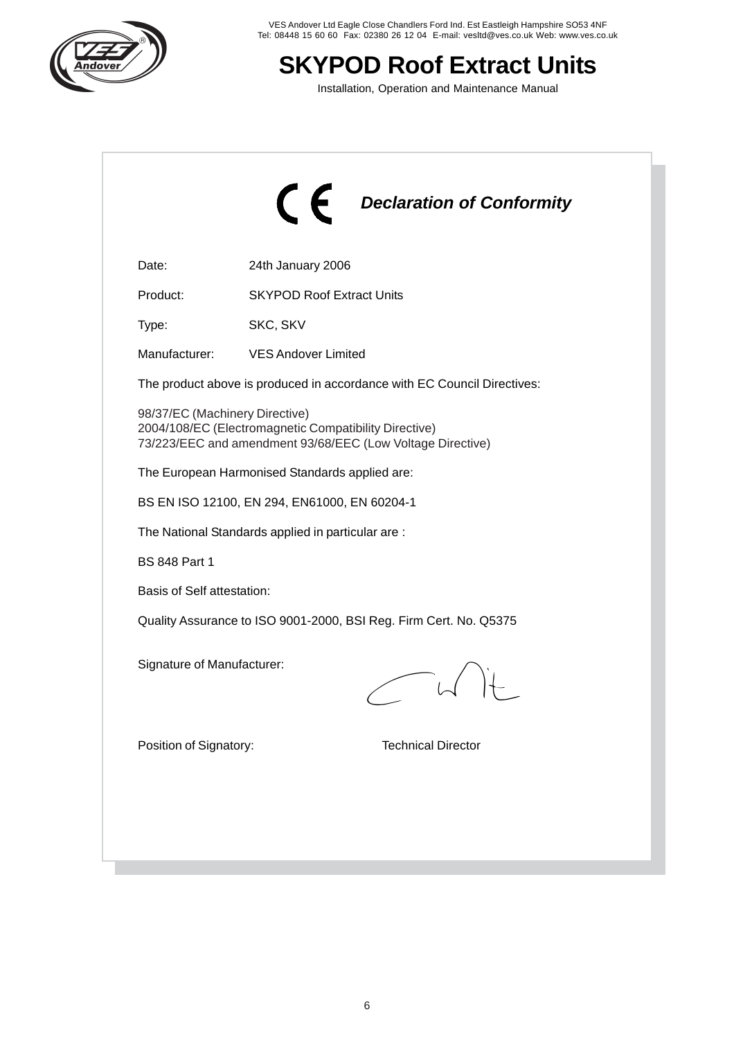VES Andover Ltd Eagle Close Chandlers Ford Ind. Est Eastleigh Hampshire SO53 4NF
Tel: 08448 15 60 60 Fax: 02380 26 12 04 E-mail: vesltd@ves.co.uk Web: www.ves.co.uk

# SKYPOD Roof Extract Units

Installation, Operation and Maintenance Manual

## CE *Declaration of Conformity*

Date: 24th January 2006

Product: SKYPOD Roof Extract Units

Type: SKC, SKV

Manufacturer: VES Andover Limited

The product above is produced in accordance with EC Council Directives:

98/37/EC (Machinery Directive)
2004/108/EC (Electromagnetic Compatibility Directive)
73/223/EEC and amendment 93/68/EEC (Low Voltage Directive)

The European Harmonised Standards applied are:

BS EN ISO 12100, EN 294, EN61000, EN 60204-1

The National Standards applied in particular are :

BS 848 Part 1

Basis of Self attestation:

Quality Assurance to ISO 9001-2000, BSI Reg. Firm Cert. No. Q5375

Signature of Manufacturer:

Position of Signatory: Technical Director